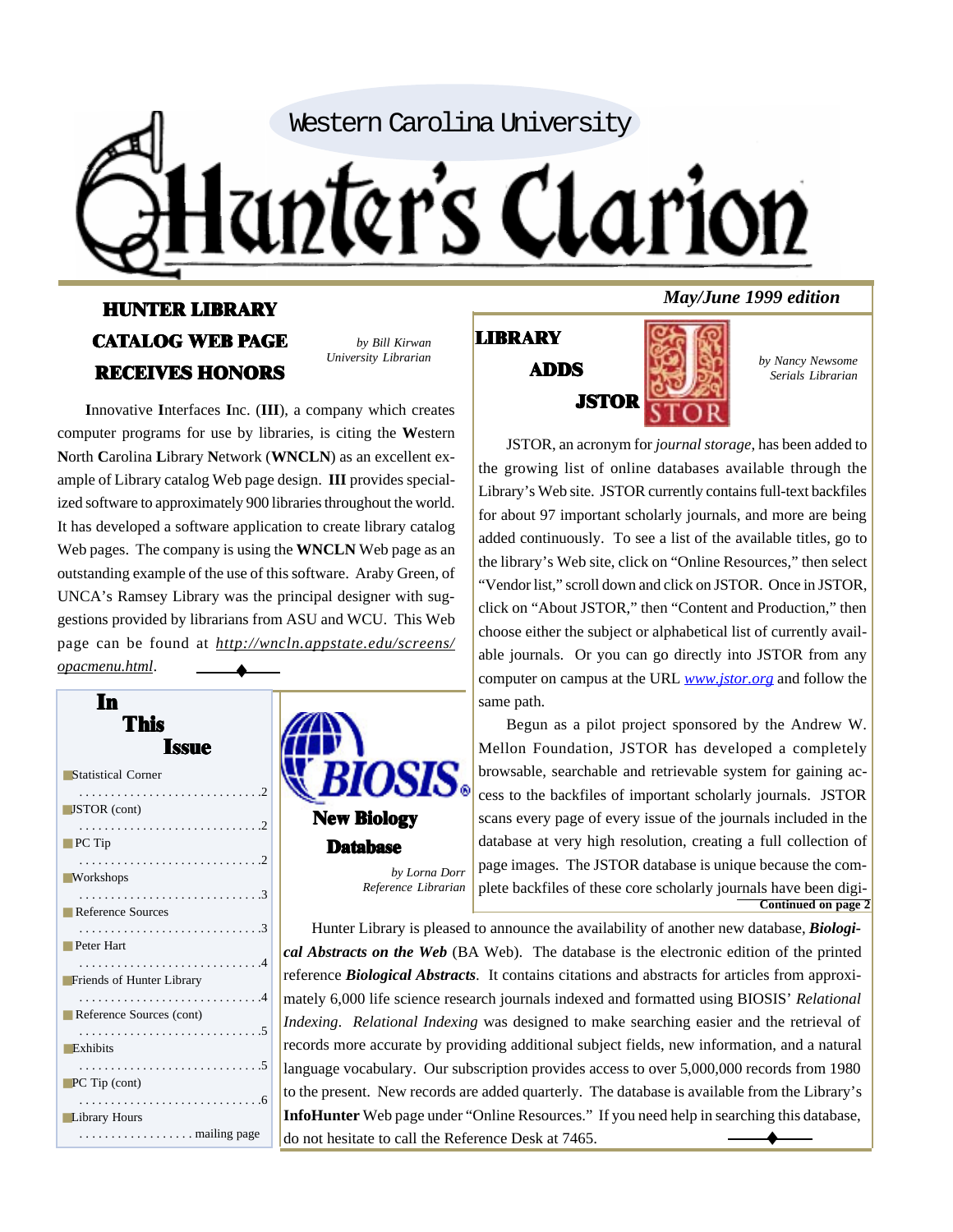Western Carolina University

# Hunter's Clarion

*May/June 1999 edition*

## HUNTER LIBRARY CATALOG WEB PAGE RECEIVES HONORS

*by Bill Kirwan*
*University Librarian*

**I**nnovative **I**nterfaces **I**nc. (**III**), a company which creates computer programs for use by libraries, is citing the **W**estern **N**orth **C**arolina **L**ibrary **N**etwork (**WNCLN**) as an excellent example of Library catalog Web page design. **III** provides specialized software to approximately 900 libraries throughout the world. It has developed a software application to create library catalog Web pages. The company is using the **WNCLN** Web page as an outstanding example of the use of this software. Araby Green, of UNCA's Ramsey Library was the principal designer with suggestions provided by librarians from ASU and WCU. This Web page can be found at *http://wncln.appstate.edu/screens/opacmenu.html*.

## In This Issue

- Statistical Corner ..... 2
- JSTOR (cont) ..... 2
- PC Tip ..... 2
- Workshops ..... 3
- Reference Sources ..... 3
- Peter Hart ..... 4
- Friends of Hunter Library ..... 4
- Reference Sources (cont) ..... 5
- Exhibits ..... 5
- PC Tip (cont) ..... 6
- Library Hours ..... mailing page

## LIBRARY ADDS JSTOR

*by Nancy Newsome*
*Serials Librarian*

JSTOR, an acronym for *journal storage*, has been added to the growing list of online databases available through the Library's Web site. JSTOR currently contains full-text backfiles for about 97 important scholarly journals, and more are being added continuously. To see a list of the available titles, go to the library's Web site, click on "Online Resources," then select "Vendor list," scroll down and click on JSTOR. Once in JSTOR, click on "About JSTOR," then "Content and Production," then choose either the subject or alphabetical list of currently available journals. Or you can go directly into JSTOR from any computer on campus at the URL *www.jstor.org* and follow the same path.

Begun as a pilot project sponsored by the Andrew W. Mellon Foundation, JSTOR has developed a completely browsable, searchable and retrievable system for gaining access to the backfiles of important scholarly journals. JSTOR scans every page of every issue of the journals included in the database at very high resolution, creating a full collection of page images. The JSTOR database is unique because the complete backfiles of these core scholarly journals have been digi-

**Continued on page 2**

## BIOSIS New Biology Database

*by Lorna Dorr*
*Reference Librarian*

Hunter Library is pleased to announce the availability of another new database, ***Biological Abstracts on the Web*** (BA Web). The database is the electronic edition of the printed reference ***Biological Abstracts***. It contains citations and abstracts for articles from approximately 6,000 life science research journals indexed and formatted using BIOSIS' *Relational Indexing*. *Relational Indexing* was designed to make searching easier and the retrieval of records more accurate by providing additional subject fields, new information, and a natural language vocabulary. Our subscription provides access to over 5,000,000 records from 1980 to the present. New records are added quarterly. The database is available from the Library's **InfoHunter** Web page under "Online Resources." If you need help in searching this database, do not hesitate to call the Reference Desk at 7465.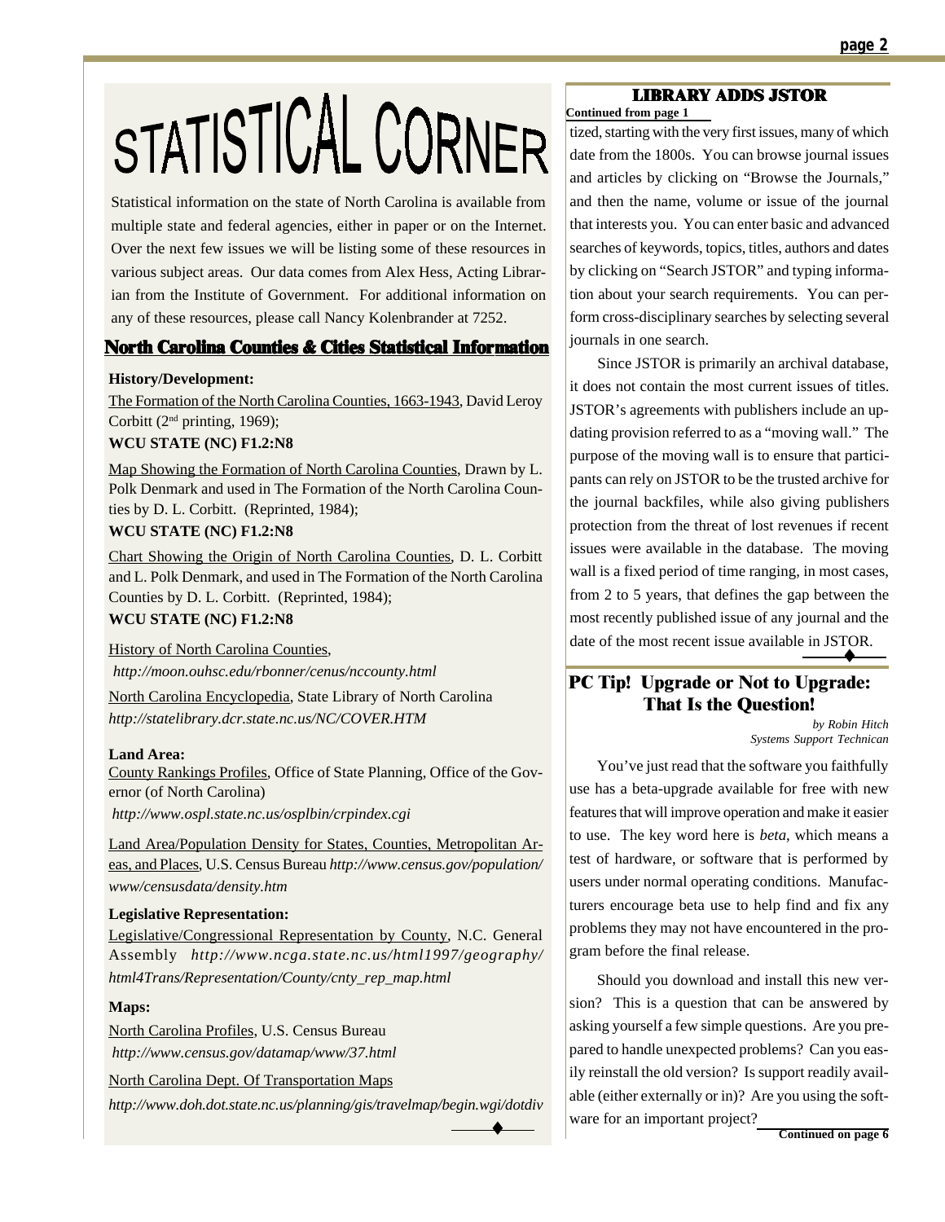# STATISTICAL CORNER

Statistical information on the state of North Carolina is available from multiple state and federal agencies, either in paper or on the Internet. Over the next few issues we will be listing some of these resources in various subject areas. Our data comes from Alex Hess, Acting Librarian from the Institute of Government. For additional information on any of these resources, please call Nancy Kolenbrander at 7252.

## North Carolina Counties & Cities Statistical Information

**History/Development:**

The Formation of the North Carolina Counties, 1663-1943, David Leroy Corbitt (2nd printing, 1969);
**WCU STATE (NC) F1.2:N8**

Map Showing the Formation of North Carolina Counties, Drawn by L. Polk Denmark and used in The Formation of the North Carolina Counties by D. L. Corbitt. (Reprinted, 1984);
**WCU STATE (NC) F1.2:N8**

Chart Showing the Origin of North Carolina Counties, D. L. Corbitt and L. Polk Denmark, and used in The Formation of the North Carolina Counties by D. L. Corbitt. (Reprinted, 1984);
**WCU STATE (NC) F1.2:N8**

History of North Carolina Counties,
*http://moon.ouhsc.edu/rbonner/cenus/nccounty.html*

North Carolina Encyclopedia, State Library of North Carolina
*http://statelibrary.dcr.state.nc.us/NC/COVER.HTM*

**Land Area:**

County Rankings Profiles, Office of State Planning, Office of the Governor (of North Carolina)
*http://www.ospl.state.nc.us/osplbin/crpindex.cgi*

Land Area/Population Density for States, Counties, Metropolitan Areas, and Places, U.S. Census Bureau *http://www.census.gov/population/www/censusdata/density.htm*

**Legislative Representation:**

Legislative/Congressional Representation by County, N.C. General Assembly *http://www.ncga.state.nc.us/html1997/geography/html4Trans/Representation/County/cnty_rep_map.html*

**Maps:**

North Carolina Profiles, U.S. Census Bureau
*http://www.census.gov/datamap/www/37.html*

North Carolina Dept. Of Transportation Maps
*http://www.doh.dot.state.nc.us/planning/gis/travelmap/begin.wgi/dotdiv*

## LIBRARY ADDS JSTOR

**Continued from page 1**

tized, starting with the very first issues, many of which date from the 1800s. You can browse journal issues and articles by clicking on "Browse the Journals," and then the name, volume or issue of the journal that interests you. You can enter basic and advanced searches of keywords, topics, titles, authors and dates by clicking on "Search JSTOR" and typing information about your search requirements. You can perform cross-disciplinary searches by selecting several journals in one search.

Since JSTOR is primarily an archival database, it does not contain the most current issues of titles. JSTOR's agreements with publishers include an updating provision referred to as a "moving wall." The purpose of the moving wall is to ensure that participants can rely on JSTOR to be the trusted archive for the journal backfiles, while also giving publishers protection from the threat of lost revenues if recent issues were available in the database. The moving wall is a fixed period of time ranging, in most cases, from 2 to 5 years, that defines the gap between the most recently published issue of any journal and the date of the most recent issue available in JSTOR.

## PC Tip! Upgrade or Not to Upgrade: That Is the Question!

*by Robin Hitch*
*Systems Support Technican*

You've just read that the software you faithfully use has a beta-upgrade available for free with new features that will improve operation and make it easier to use. The key word here is *beta*, which means a test of hardware, or software that is performed by users under normal operating conditions. Manufacturers encourage beta use to help find and fix any problems they may not have encountered in the program before the final release.

Should you download and install this new version? This is a question that can be answered by asking yourself a few simple questions. Are you prepared to handle unexpected problems? Can you easily reinstall the old version? Is support readily available (either externally or in)? Are you using the software for an important project?

**Continued on page 6**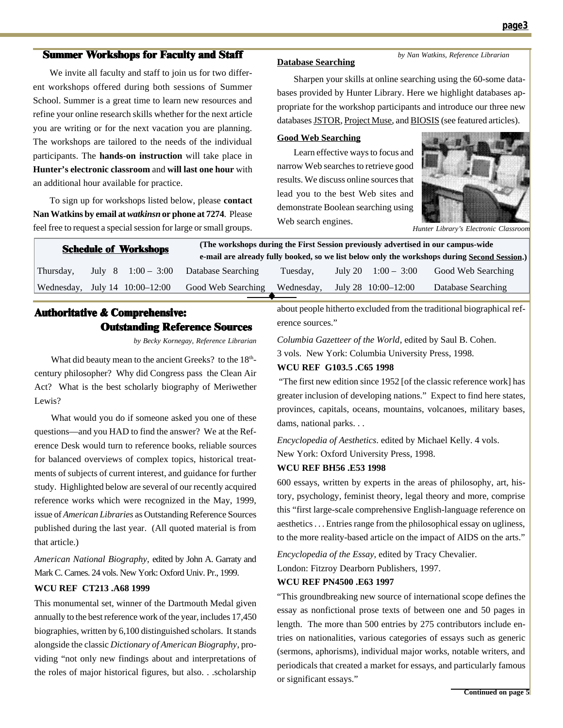## Summer Workshops for Faculty and Staff

We invite all faculty and staff to join us for two different workshops offered during both sessions of Summer School. Summer is a great time to learn new resources and refine your online research skills whether for the next article you are writing or for the next vacation you are planning. The workshops are tailored to the needs of the individual participants. The **hands-on instruction** will take place in **Hunter's electronic classroom** and **will last one hour** with an additional hour available for practice.

To sign up for workshops listed below, please **contact Nan Watkins by email at *watkinsn* or phone at 7274**. Please feel free to request a special session for large or small groups.

*by Nan Watkins, Reference Librarian*

**Database Searching**

Sharpen your skills at online searching using the 60-some databases provided by Hunter Library. Here we highlight databases appropriate for the workshop participants and introduce our three new databases JSTOR, Project Muse, and BIOSIS (see featured articles).

**Good Web Searching**

Learn effective ways to focus and narrow Web searches to retrieve good results. We discuss online sources that lead you to the best Web sites and demonstrate Boolean searching using Web search engines.

*Hunter Library's Electronic Classroom*

**Schedule of Workshops**

**(The workshops during the First Session previously advertised in our campus-wide e-mail are already fully booked, so we list below only the workshops during Second Session.)**

| | | | | | | | |
|---|---|---|---|---|---|---|---|
| Thursday, | July 8 | 1:00 – 3:00 | Database Searching | Tuesday, | July 20 | 1:00 – 3:00 | Good Web Searching |
| Wednesday, | July 14 | 10:00–12:00 | Good Web Searching | Wednesday, | July 28 | 10:00–12:00 | Database Searching |

## Authoritative & Comprehensive: Outstanding Reference Sources

*by Becky Kornegay, Reference Librarian*

What did beauty mean to the ancient Greeks? to the 18th-century philosopher? Why did Congress pass the Clean Air Act? What is the best scholarly biography of Meriwether Lewis?

What would you do if someone asked you one of these questions—and you HAD to find the answer? We at the Reference Desk would turn to reference books, reliable sources for balanced overviews of complex topics, historical treatments of subjects of current interest, and guidance for further study. Highlighted below are several of our recently acquired reference works which were recognized in the May, 1999, issue of *American Libraries* as Outstanding Reference Sources published during the last year. (All quoted material is from that article.)

*American National Biography*, edited by John A. Garraty and Mark C. Carnes. 24 vols. New York: Oxford Univ. Pr., 1999.

**WCU REF CT213 .A68 1999**

This monumental set, winner of the Dartmouth Medal given annually to the best reference work of the year, includes 17,450 biographies, written by 6,100 distinguished scholars. It stands alongside the classic *Dictionary of American Biography*, providing "not only new findings about and interpretations of the roles of major historical figures, but also. . .scholarship about people hitherto excluded from the traditional biographical reference sources."

*Columbia Gazetteer of the World*, edited by Saul B. Cohen. 3 vols. New York: Columbia University Press, 1998.

**WCU REF G103.5 .C65 1998**

"The first new edition since 1952 [of the classic reference work] has greater inclusion of developing nations." Expect to find here states, provinces, capitals, oceans, mountains, volcanoes, military bases, dams, national parks. . .

*Encyclopedia of Aesthetics*. edited by Michael Kelly. 4 vols. New York: Oxford University Press, 1998.

**WCU REF BH56 .E53 1998**

600 essays, written by experts in the areas of philosophy, art, history, psychology, feminist theory, legal theory and more, comprise this "first large-scale comprehensive English-language reference on aesthetics . . . Entries range from the philosophical essay on ugliness, to the more reality-based article on the impact of AIDS on the arts."

*Encyclopedia of the Essay*, edited by Tracy Chevalier. London: Fitzroy Dearborn Publishers, 1997.

**WCU REF PN4500 .E63 1997**

"This groundbreaking new source of international scope defines the essay as nonfictional prose texts of between one and 50 pages in length. The more than 500 entries by 275 contributors include entries on nationalities, various categories of essays such as generic (sermons, aphorisms), individual major works, notable writers, and periodicals that created a market for essays, and particularly famous or significant essays."

**Continued on page 5**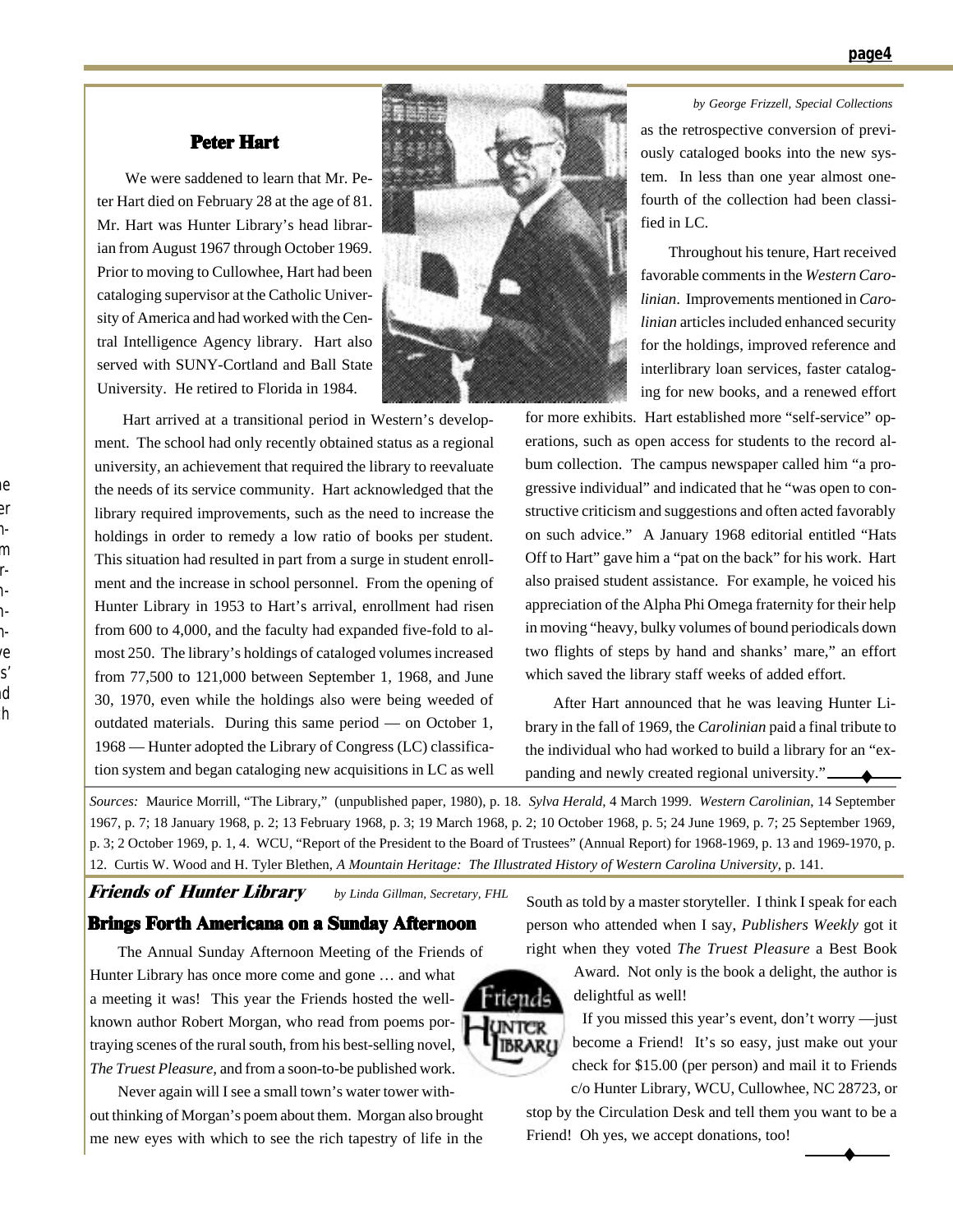## Peter Hart

*by George Frizzell, Special Collections*

We were saddened to learn that Mr. Peter Hart died on February 28 at the age of 81. Mr. Hart was Hunter Library's head librarian from August 1967 through October 1969. Prior to moving to Cullowhee, Hart had been cataloging supervisor at the Catholic University of America and had worked with the Central Intelligence Agency library. Hart also served with SUNY-Cortland and Ball State University. He retired to Florida in 1984.

Hart arrived at a transitional period in Western's development. The school had only recently obtained status as a regional university, an achievement that required the library to reevaluate the needs of its service community. Hart acknowledged that the library required improvements, such as the need to increase the holdings in order to remedy a low ratio of books per student. This situation had resulted in part from a surge in student enrollment and the increase in school personnel. From the opening of Hunter Library in 1953 to Hart's arrival, enrollment had risen from 600 to 4,000, and the faculty had expanded five-fold to almost 250. The library's holdings of cataloged volumes increased from 77,500 to 121,000 between September 1, 1968, and June 30, 1970, even while the holdings also were being weeded of outdated materials. During this same period — on October 1, 1968 — Hunter adopted the Library of Congress (LC) classification system and began cataloging new acquisitions in LC as well as the retrospective conversion of previously cataloged books into the new system. In less than one year almost one-fourth of the collection had been classified in LC.

Throughout his tenure, Hart received favorable comments in the *Western Carolinian*. Improvements mentioned in *Carolinian* articles included enhanced security for the holdings, improved reference and interlibrary loan services, faster cataloging for new books, and a renewed effort for more exhibits. Hart established more "self-service" operations, such as open access for students to the record album collection. The campus newspaper called him "a progressive individual" and indicated that he "was open to constructive criticism and suggestions and often acted favorably on such advice." A January 1968 editorial entitled "Hats Off to Hart" gave him a "pat on the back" for his work. Hart also praised student assistance. For example, he voiced his appreciation of the Alpha Phi Omega fraternity for their help in moving "heavy, bulky volumes of bound periodicals down two flights of steps by hand and shanks' mare," an effort which saved the library staff weeks of added effort.

After Hart announced that he was leaving Hunter Library in the fall of 1969, the *Carolinian* paid a final tribute to the individual who had worked to build a library for an "expanding and newly created regional university."

*Sources:* Maurice Morrill, "The Library," (unpublished paper, 1980), p. 18. *Sylva Herald*, 4 March 1999. *Western Carolinian*, 14 September 1967, p. 7; 18 January 1968, p. 2; 13 February 1968, p. 3; 19 March 1968, p. 2; 10 October 1968, p. 5; 24 June 1969, p. 7; 25 September 1969, p. 3; 2 October 1969, p. 1, 4. WCU, "Report of the President to the Board of Trustees" (Annual Report) for 1968-1969, p. 13 and 1969-1970, p. 12. Curtis W. Wood and H. Tyler Blethen, *A Mountain Heritage: The Illustrated History of Western Carolina University*, p. 141.

## *Friends of Hunter Library* Brings Forth Americana on a Sunday Afternoon

*by Linda Gillman, Secretary, FHL*

The Annual Sunday Afternoon Meeting of the Friends of Hunter Library has once more come and gone … and what a meeting it was! This year the Friends hosted the well-known author Robert Morgan, who read from poems portraying scenes of the rural south, from his best-selling novel, *The Truest Pleasure*, and from a soon-to-be published work.

Never again will I see a small town's water tower without thinking of Morgan's poem about them. Morgan also brought me new eyes with which to see the rich tapestry of life in the South as told by a master storyteller. I think I speak for each person who attended when I say, *Publishers Weekly* got it right when they voted *The Truest Pleasure* a Best Book Award. Not only is the book a delight, the author is delightful as well!

If you missed this year's event, don't worry —just become a Friend! It's so easy, just make out your check for $15.00 (per person) and mail it to Friends c/o Hunter Library, WCU, Cullowhee, NC 28723, or stop by the Circulation Desk and tell them you want to be a Friend! Oh yes, we accept donations, too!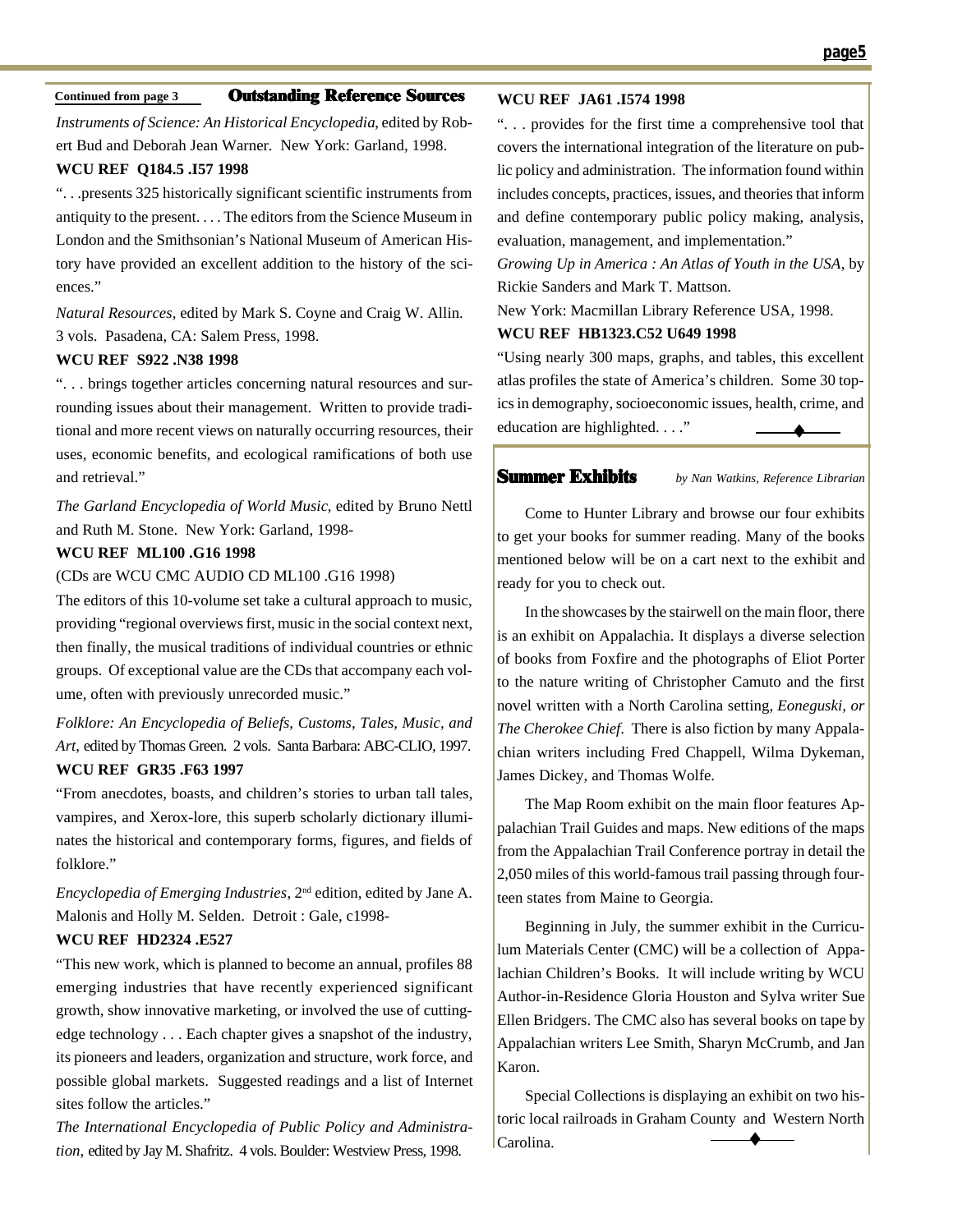Continued from page 3

## Outstanding Reference Sources

*Instruments of Science: An Historical Encyclopedia*, edited by Robert Bud and Deborah Jean Warner. New York: Garland, 1998.

**WCU REF Q184.5 .I57 1998**

". . .presents 325 historically significant scientific instruments from antiquity to the present. . . . The editors from the Science Museum in London and the Smithsonian's National Museum of American History have provided an excellent addition to the history of the sciences."

*Natural Resources*, edited by Mark S. Coyne and Craig W. Allin. 3 vols. Pasadena, CA: Salem Press, 1998.

**WCU REF S922 .N38 1998**

". . . brings together articles concerning natural resources and surrounding issues about their management. Written to provide traditional and more recent views on naturally occurring resources, their uses, economic benefits, and ecological ramifications of both use and retrieval."

*The Garland Encyclopedia of World Music*, edited by Bruno Nettl and Ruth M. Stone. New York: Garland, 1998-

**WCU REF ML100 .G16 1998**

(CDs are WCU CMC AUDIO CD ML100 .G16 1998)

The editors of this 10-volume set take a cultural approach to music, providing "regional overviews first, music in the social context next, then finally, the musical traditions of individual countries or ethnic groups. Of exceptional value are the CDs that accompany each volume, often with previously unrecorded music."

*Folklore: An Encyclopedia of Beliefs, Customs, Tales, Music, and Art*, edited by Thomas Green. 2 vols. Santa Barbara: ABC-CLIO, 1997.

**WCU REF GR35 .F63 1997**

"From anecdotes, boasts, and children's stories to urban tall tales, vampires, and Xerox-lore, this superb scholarly dictionary illuminates the historical and contemporary forms, figures, and fields of folklore."

*Encyclopedia of Emerging Industries*, 2nd edition, edited by Jane A. Malonis and Holly M. Selden. Detroit : Gale, c1998-

**WCU REF HD2324 .E527**

"This new work, which is planned to become an annual, profiles 88 emerging industries that have recently experienced significant growth, show innovative marketing, or involved the use of cutting-edge technology . . . Each chapter gives a snapshot of the industry, its pioneers and leaders, organization and structure, work force, and possible global markets. Suggested readings and a list of Internet sites follow the articles."

*The International Encyclopedia of Public Policy and Administration*, edited by Jay M. Shafritz. 4 vols. Boulder: Westview Press, 1998.

**WCU REF JA61 .I574 1998**

". . . provides for the first time a comprehensive tool that covers the international integration of the literature on public policy and administration. The information found within includes concepts, practices, issues, and theories that inform and define contemporary public policy making, analysis, evaluation, management, and implementation."

*Growing Up in America : An Atlas of Youth in the USA*, by Rickie Sanders and Mark T. Mattson.

New York: Macmillan Library Reference USA, 1998.

**WCU REF HB1323.C52 U649 1998**

"Using nearly 300 maps, graphs, and tables, this excellent atlas profiles the state of America's children. Some 30 topics in demography, socioeconomic issues, health, crime, and education are highlighted. . . ."

## Summer Exhibits

*by Nan Watkins, Reference Librarian*

Come to Hunter Library and browse our four exhibits to get your books for summer reading. Many of the books mentioned below will be on a cart next to the exhibit and ready for you to check out.

In the showcases by the stairwell on the main floor, there is an exhibit on Appalachia. It displays a diverse selection of books from Foxfire and the photographs of Eliot Porter to the nature writing of Christopher Camuto and the first novel written with a North Carolina setting, *Eoneguski, or The Cherokee Chief*. There is also fiction by many Appalachian writers including Fred Chappell, Wilma Dykeman, James Dickey, and Thomas Wolfe.

The Map Room exhibit on the main floor features Appalachian Trail Guides and maps. New editions of the maps from the Appalachian Trail Conference portray in detail the 2,050 miles of this world-famous trail passing through fourteen states from Maine to Georgia.

Beginning in July, the summer exhibit in the Curriculum Materials Center (CMC) will be a collection of Appalachian Children's Books. It will include writing by WCU Author-in-Residence Gloria Houston and Sylva writer Sue Ellen Bridgers. The CMC also has several books on tape by Appalachian writers Lee Smith, Sharyn McCrumb, and Jan Karon.

Special Collections is displaying an exhibit on two historic local railroads in Graham County and Western North Carolina.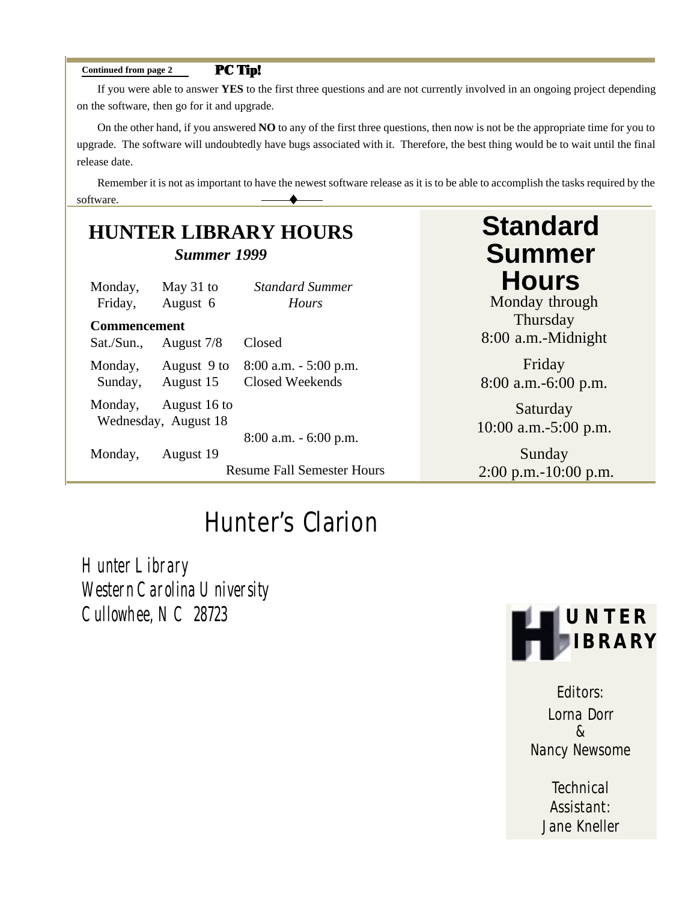Continued from page 2

**PC Tip!**

If you were able to answer **YES** to the first three questions and are not currently involved in an ongoing project depending on the software, then go for it and upgrade.

On the other hand, if you answered **NO** to any of the first three questions, then now is not be the appropriate time for you to upgrade. The software will undoubtedly have bugs associated with it. Therefore, the best thing would be to wait until the final release date.

Remember it is not as important to have the newest software release as it is to be able to accomplish the tasks required by the software.

## HUNTER LIBRARY HOURS

***Summer 1999***

| | | |
|---|---|---|
| Monday, Friday, | May 31 to August 6 | *Standard Summer Hours* |
| **Commencement** | | |
| Sat./Sun., | August 7/8 | Closed |
| Monday, Sunday, | August 9 to August 15 | 8:00 a.m. - 5:00 p.m. Closed Weekends |
| Monday, Wednesday, | August 16 to August 18 | 8:00 a.m. - 6:00 p.m. |
| Monday, | August 19 | Resume Fall Semester Hours |

## Standard Summer Hours

Monday through Thursday
8:00 a.m.-Midnight

Friday
8:00 a.m.-6:00 p.m.

Saturday
10:00 a.m.-5:00 p.m.

Sunday
2:00 p.m.-10:00 p.m.

# Hunter's Clarion

Hunter Library
Western Carolina University
Cullowhee, NC 28723

HUNTER LIBRARY

Editors:
Lorna Dorr
&
Nancy Newsome

Technical Assistant:
Jane Kneller